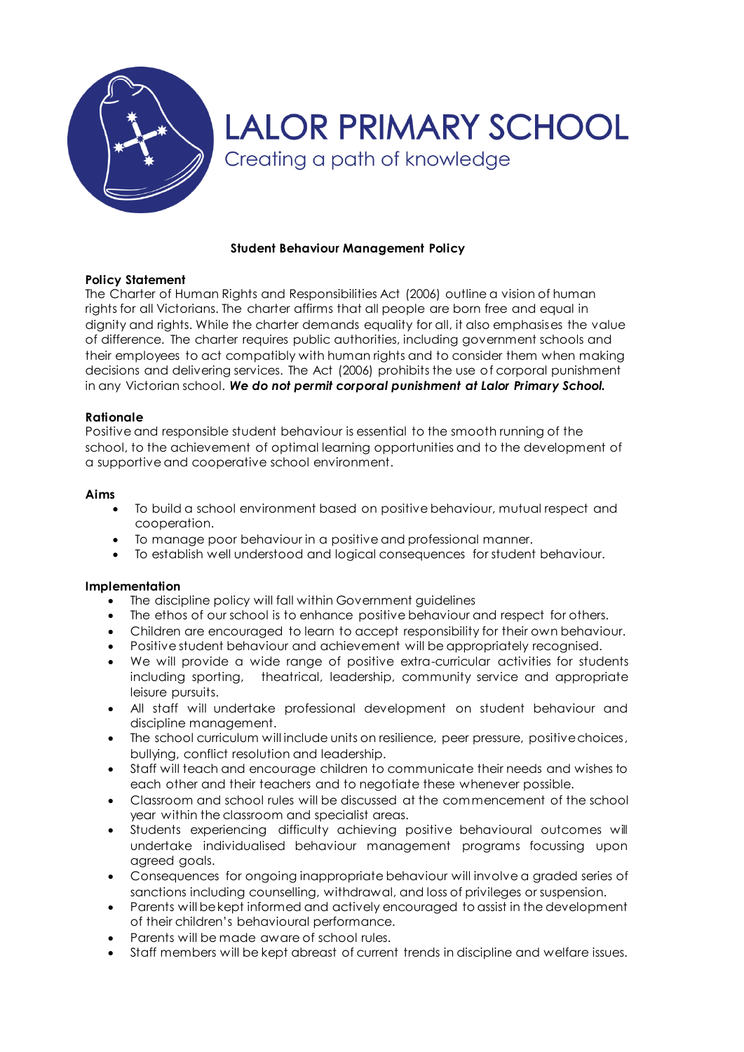# LALOR PRIMARY SCHOOL

Creating a path of knowledge

## Student Behaviour Management Policy

### Policy Statement

The Charter of Human Rights and Responsibilities Act (2006) outline a vision of human rights for all Victorians. The charter affirms that all people are born free and equal in dignity and rights. While the charter demands equality for all, it also emphasises the value of difference. The charter requires public authorities, including government schools and their employees to act compatibly with human rights and to consider them when making decisions and delivering services. The Act (2006) prohibits the use of corporal punishment in any Victorian school. ***We do not permit corporal punishment at Lalor Primary School.***

### Rationale

Positive and responsible student behaviour is essential to the smooth running of the school, to the achievement of optimal learning opportunities and to the development of a supportive and cooperative school environment.

### Aims

- To build a school environment based on positive behaviour, mutual respect and cooperation.
- To manage poor behaviour in a positive and professional manner.
- To establish well understood and logical consequences for student behaviour.

### Implementation

- The discipline policy will fall within Government guidelines
- The ethos of our school is to enhance positive behaviour and respect for others.
- Children are encouraged to learn to accept responsibility for their own behaviour.
- Positive student behaviour and achievement will be appropriately recognised.
- We will provide a wide range of positive extra-curricular activities for students including sporting, theatrical, leadership, community service and appropriate leisure pursuits.
- All staff will undertake professional development on student behaviour and discipline management.
- The school curriculum will include units on resilience, peer pressure, positive choices, bullying, conflict resolution and leadership.
- Staff will teach and encourage children to communicate their needs and wishes to each other and their teachers and to negotiate these whenever possible.
- Classroom and school rules will be discussed at the commencement of the school year within the classroom and specialist areas.
- Students experiencing difficulty achieving positive behavioural outcomes will undertake individualised behaviour management programs focussing upon agreed goals.
- Consequences for ongoing inappropriate behaviour will involve a graded series of sanctions including counselling, withdrawal, and loss of privileges or suspension.
- Parents will be kept informed and actively encouraged to assist in the development of their children's behavioural performance.
- Parents will be made aware of school rules.
- Staff members will be kept abreast of current trends in discipline and welfare issues.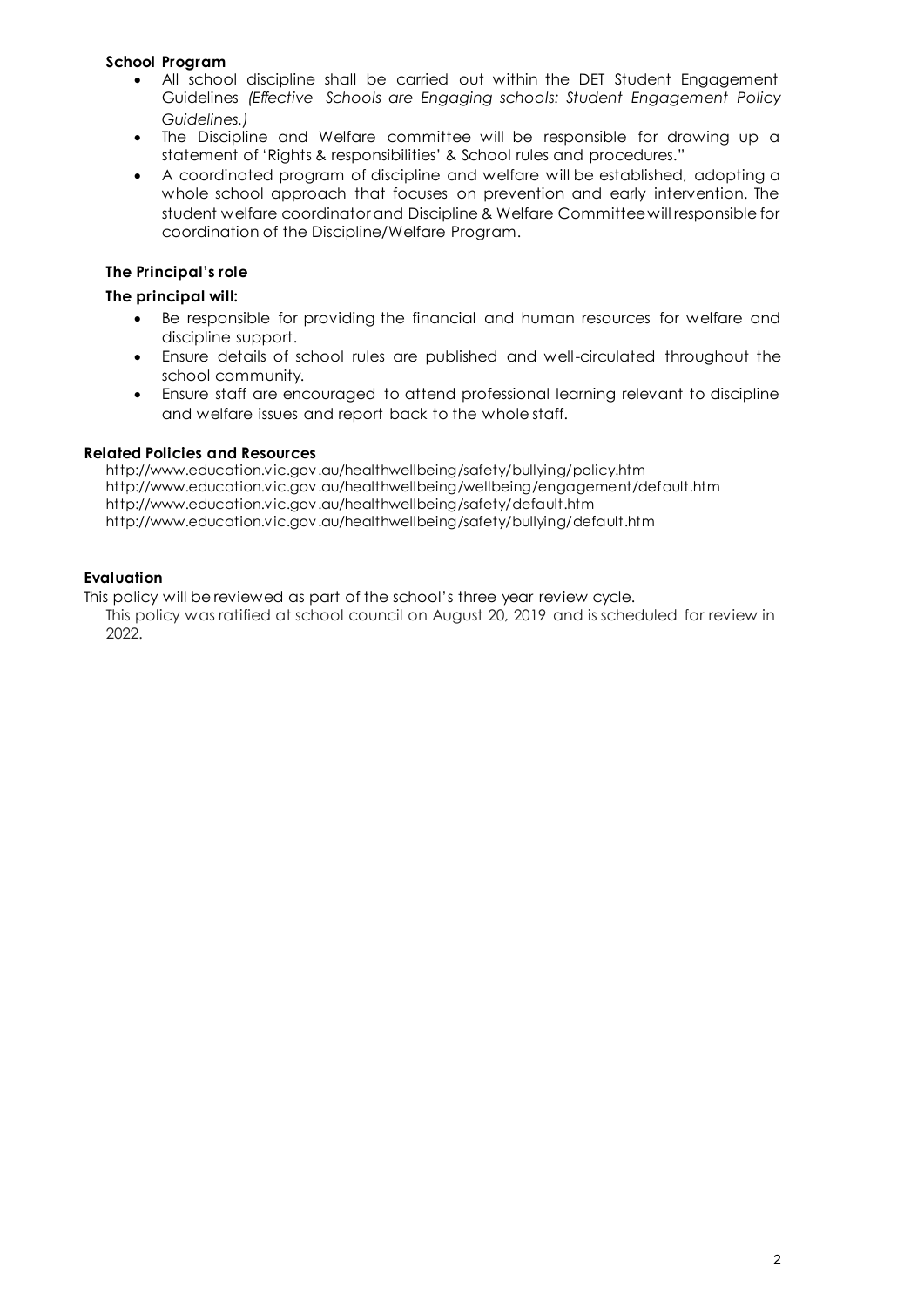**School Program**

- All school discipline shall be carried out within the DET Student Engagement Guidelines *(Effective Schools are Engaging schools: Student Engagement Policy Guidelines.)*
- The Discipline and Welfare committee will be responsible for drawing up a statement of 'Rights & responsibilities' & School rules and procedures."
- A coordinated program of discipline and welfare will be established, adopting a whole school approach that focuses on prevention and early intervention. The student welfare coordinator and Discipline & Welfare Committee will responsible for coordination of the Discipline/Welfare Program.

**The Principal's role**

**The principal will:**

- Be responsible for providing the financial and human resources for welfare and discipline support.
- Ensure details of school rules are published and well-circulated throughout the school community.
- Ensure staff are encouraged to attend professional learning relevant to discipline and welfare issues and report back to the whole staff.

**Related Policies and Resources**

http://www.education.vic.gov.au/healthwellbeing/safety/bullying/policy.htm
http://www.education.vic.gov.au/healthwellbeing/wellbeing/engagement/default.htm
http://www.education.vic.gov.au/healthwellbeing/safety/default.htm
http://www.education.vic.gov.au/healthwellbeing/safety/bullying/default.htm

**Evaluation**

This policy will be reviewed as part of the school's three year review cycle.
This policy was ratified at school council on August 20, 2019 and is scheduled for review in 2022.